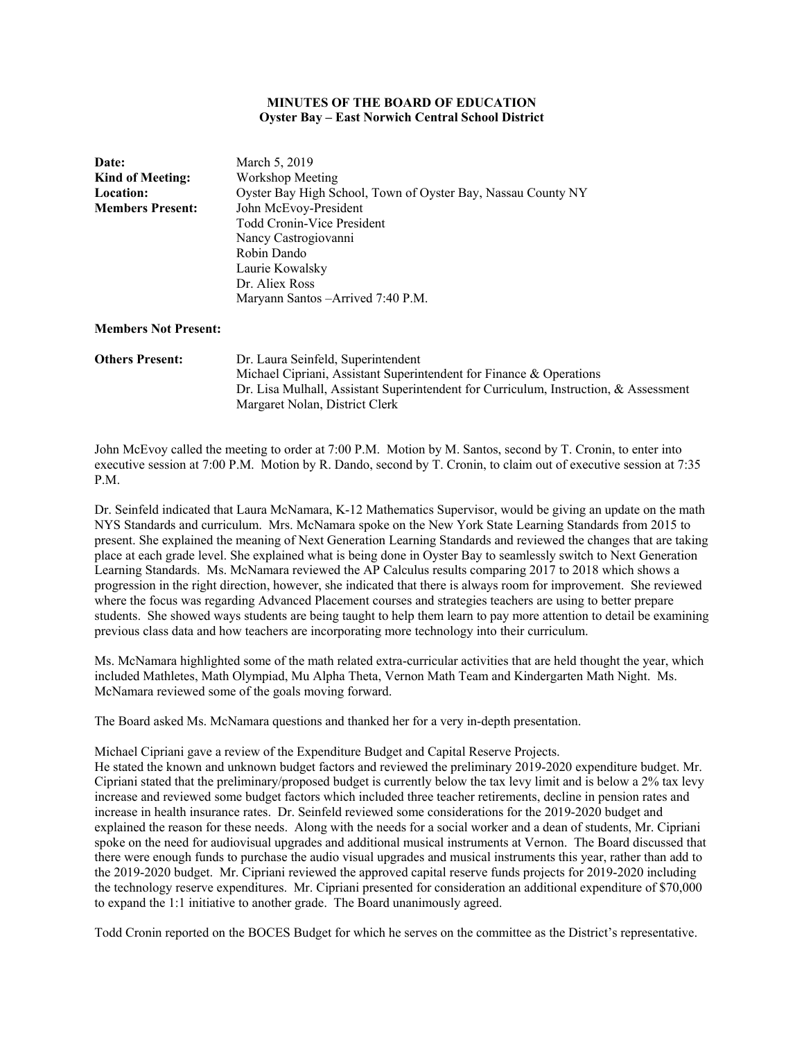**MINUTES OF THE BOARD OF EDUCATION**
**Oyster Bay – East Norwich Central School District**

**Date:** March 5, 2019
**Kind of Meeting:** Workshop Meeting
**Location:** Oyster Bay High School, Town of Oyster Bay, Nassau County NY
**Members Present:** John McEvoy-President
Todd Cronin-Vice President
Nancy Castrogiovanni
Robin Dando
Laurie Kowalsky
Dr. Aliex Ross
Maryann Santos –Arrived 7:40 P.M.

**Members Not Present:**

**Others Present:** Dr. Laura Seinfeld, Superintendent
Michael Cipriani, Assistant Superintendent for Finance & Operations
Dr. Lisa Mulhall, Assistant Superintendent for Curriculum, Instruction, & Assessment
Margaret Nolan, District Clerk

John McEvoy called the meeting to order at 7:00 P.M. Motion by M. Santos, second by T. Cronin, to enter into executive session at 7:00 P.M. Motion by R. Dando, second by T. Cronin, to claim out of executive session at 7:35 P.M.

Dr. Seinfeld indicated that Laura McNamara, K-12 Mathematics Supervisor, would be giving an update on the math NYS Standards and curriculum. Mrs. McNamara spoke on the New York State Learning Standards from 2015 to present. She explained the meaning of Next Generation Learning Standards and reviewed the changes that are taking place at each grade level. She explained what is being done in Oyster Bay to seamlessly switch to Next Generation Learning Standards. Ms. McNamara reviewed the AP Calculus results comparing 2017 to 2018 which shows a progression in the right direction, however, she indicated that there is always room for improvement. She reviewed where the focus was regarding Advanced Placement courses and strategies teachers are using to better prepare students. She showed ways students are being taught to help them learn to pay more attention to detail be examining previous class data and how teachers are incorporating more technology into their curriculum.

Ms. McNamara highlighted some of the math related extra-curricular activities that are held thought the year, which included Mathletes, Math Olympiad, Mu Alpha Theta, Vernon Math Team and Kindergarten Math Night. Ms. McNamara reviewed some of the goals moving forward.

The Board asked Ms. McNamara questions and thanked her for a very in-depth presentation.

Michael Cipriani gave a review of the Expenditure Budget and Capital Reserve Projects.
He stated the known and unknown budget factors and reviewed the preliminary 2019-2020 expenditure budget. Mr. Cipriani stated that the preliminary/proposed budget is currently below the tax levy limit and is below a 2% tax levy increase and reviewed some budget factors which included three teacher retirements, decline in pension rates and increase in health insurance rates. Dr. Seinfeld reviewed some considerations for the 2019-2020 budget and explained the reason for these needs. Along with the needs for a social worker and a dean of students, Mr. Cipriani spoke on the need for audiovisual upgrades and additional musical instruments at Vernon. The Board discussed that there were enough funds to purchase the audio visual upgrades and musical instruments this year, rather than add to the 2019-2020 budget. Mr. Cipriani reviewed the approved capital reserve funds projects for 2019-2020 including the technology reserve expenditures. Mr. Cipriani presented for consideration an additional expenditure of $70,000 to expand the 1:1 initiative to another grade. The Board unanimously agreed.

Todd Cronin reported on the BOCES Budget for which he serves on the committee as the District's representative.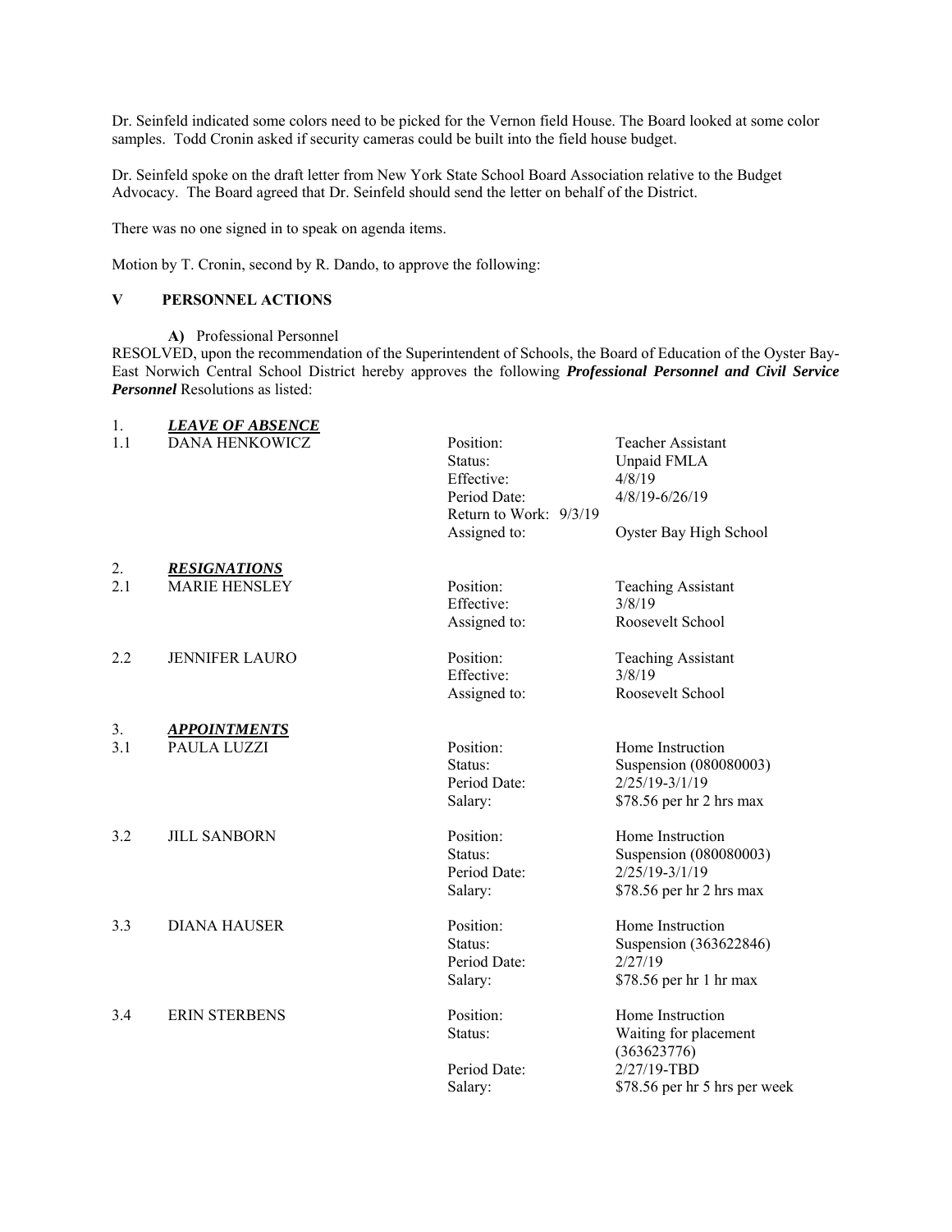Dr. Seinfeld indicated some colors need to be picked for the Vernon field House. The Board looked at some color samples. Todd Cronin asked if security cameras could be built into the field house budget.

Dr. Seinfeld spoke on the draft letter from New York State School Board Association relative to the Budget Advocacy. The Board agreed that Dr. Seinfeld should send the letter on behalf of the District.

There was no one signed in to speak on agenda items.

Motion by T. Cronin, second by R. Dando, to approve the following:

## V PERSONNEL ACTIONS

**A)** Professional Personnel

RESOLVED, upon the recommendation of the Superintendent of Schools, the Board of Education of the Oyster Bay-East Norwich Central School District hereby approves the following ***Professional Personnel and Civil Service Personnel*** Resolutions as listed:

1. ***LEAVE OF ABSENCE***

| | | | |
|---|---|---|---|
| 1.1 | DANA HENKOWICZ | Position: | Teacher Assistant |
| | | Status: | Unpaid FMLA |
| | | Effective: | 4/8/19 |
| | | Period Date: | 4/8/19-6/26/19 |
| | | Return to Work: 9/3/19 | |
| | | Assigned to: | Oyster Bay High School |

2. ***RESIGNATIONS***

| | | | |
|---|---|---|---|
| 2.1 | MARIE HENSLEY | Position: | Teaching Assistant |
| | | Effective: | 3/8/19 |
| | | Assigned to: | Roosevelt School |
| 2.2 | JENNIFER LAURO | Position: | Teaching Assistant |
| | | Effective: | 3/8/19 |
| | | Assigned to: | Roosevelt School |

3. ***APPOINTMENTS***

| | | | |
|---|---|---|---|
| 3.1 | PAULA LUZZI | Position: | Home Instruction |
| | | Status: | Suspension (080080003) |
| | | Period Date: | 2/25/19-3/1/19 |
| | | Salary: | $78.56 per hr 2 hrs max |
| 3.2 | JILL SANBORN | Position: | Home Instruction |
| | | Status: | Suspension (080080003) |
| | | Period Date: | 2/25/19-3/1/19 |
| | | Salary: | $78.56 per hr 2 hrs max |
| 3.3 | DIANA HAUSER | Position: | Home Instruction |
| | | Status: | Suspension (363622846) |
| | | Period Date: | 2/27/19 |
| | | Salary: | $78.56 per hr 1 hr max |
| 3.4 | ERIN STERBENS | Position: | Home Instruction |
| | | Status: | Waiting for placement (363623776) |
| | | Period Date: | 2/27/19-TBD |
| | | Salary: | $78.56 per hr 5 hrs per week |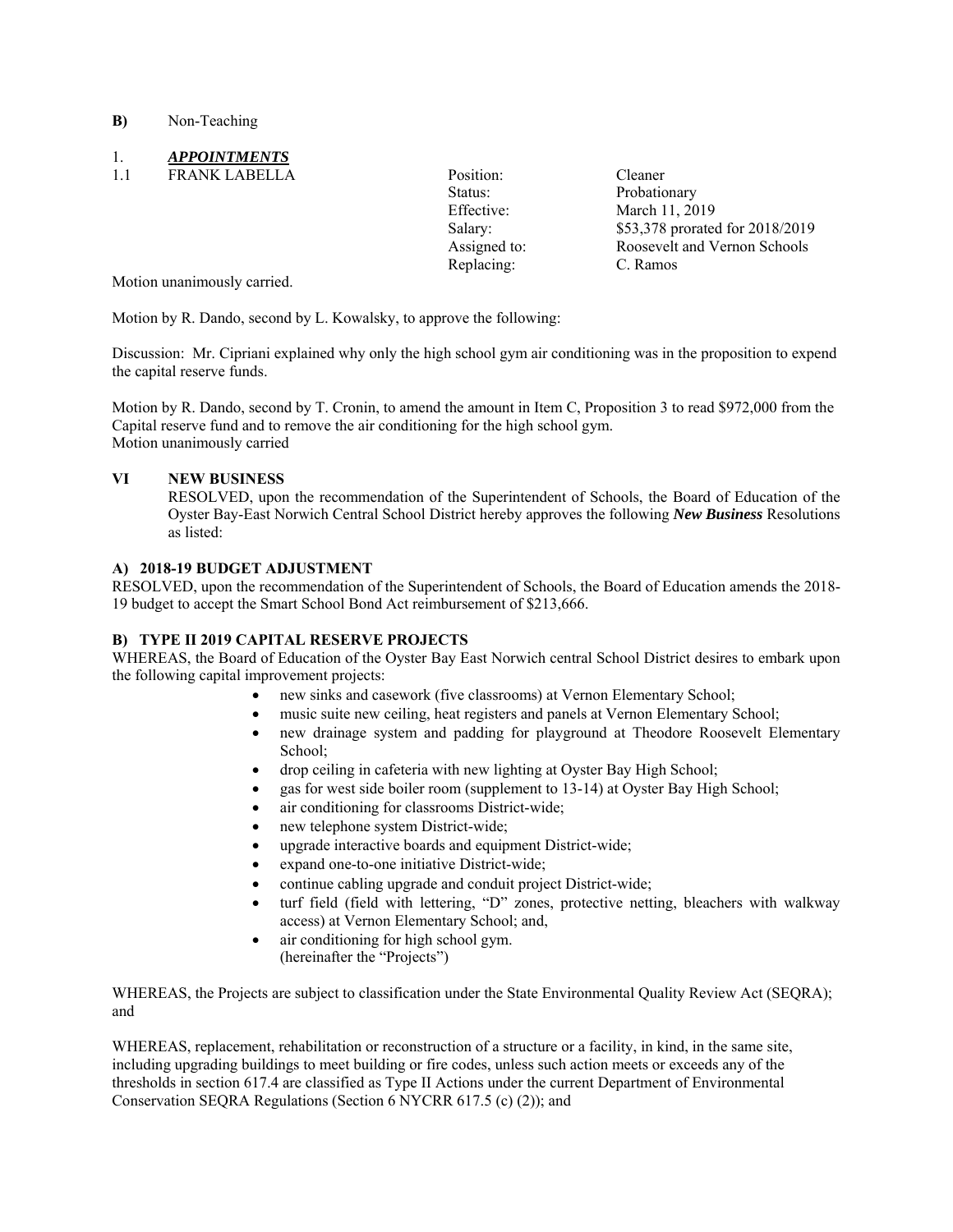**B)** Non-Teaching

1. ***APPOINTMENTS***

1.1 FRANK LABELLA

| | |
|---|---|
| Position: | Cleaner |
| Status: | Probationary |
| Effective: | March 11, 2019 |
| Salary: | $53,378 prorated for 2018/2019 |
| Assigned to: | Roosevelt and Vernon Schools |
| Replacing: | C. Ramos |

Motion unanimously carried.

Motion by R. Dando, second by L. Kowalsky, to approve the following:

Discussion: Mr. Cipriani explained why only the high school gym air conditioning was in the proposition to expend the capital reserve funds.

Motion by R. Dando, second by T. Cronin, to amend the amount in Item C, Proposition 3 to read $972,000 from the Capital reserve fund and to remove the air conditioning for the high school gym.
Motion unanimously carried

## VI NEW BUSINESS

RESOLVED, upon the recommendation of the Superintendent of Schools, the Board of Education of the Oyster Bay-East Norwich Central School District hereby approves the following ***New Business*** Resolutions as listed:

### A) 2018-19 BUDGET ADJUSTMENT

RESOLVED, upon the recommendation of the Superintendent of Schools, the Board of Education amends the 2018-19 budget to accept the Smart School Bond Act reimbursement of $213,666.

### B) TYPE II 2019 CAPITAL RESERVE PROJECTS

WHEREAS, the Board of Education of the Oyster Bay East Norwich central School District desires to embark upon the following capital improvement projects:

- new sinks and casework (five classrooms) at Vernon Elementary School;
- music suite new ceiling, heat registers and panels at Vernon Elementary School;
- new drainage system and padding for playground at Theodore Roosevelt Elementary School;
- drop ceiling in cafeteria with new lighting at Oyster Bay High School;
- gas for west side boiler room (supplement to 13-14) at Oyster Bay High School;
- air conditioning for classrooms District-wide;
- new telephone system District-wide;
- upgrade interactive boards and equipment District-wide;
- expand one-to-one initiative District-wide;
- continue cabling upgrade and conduit project District-wide;
- turf field (field with lettering, "D" zones, protective netting, bleachers with walkway access) at Vernon Elementary School; and,
- air conditioning for high school gym.
  (hereinafter the "Projects")

WHEREAS, the Projects are subject to classification under the State Environmental Quality Review Act (SEQRA); and

WHEREAS, replacement, rehabilitation or reconstruction of a structure or a facility, in kind, in the same site, including upgrading buildings to meet building or fire codes, unless such action meets or exceeds any of the thresholds in section 617.4 are classified as Type II Actions under the current Department of Environmental Conservation SEQRA Regulations (Section 6 NYCRR 617.5 (c) (2)); and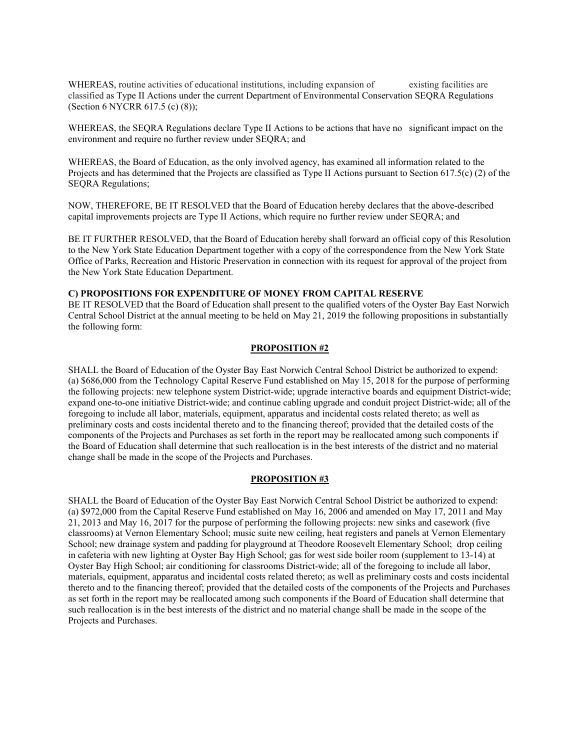WHEREAS, routine activities of educational institutions, including expansion of existing facilities are classified as Type II Actions under the current Department of Environmental Conservation SEQRA Regulations (Section 6 NYCRR 617.5 (c) (8));

WHEREAS, the SEQRA Regulations declare Type II Actions to be actions that have no significant impact on the environment and require no further review under SEQRA; and

WHEREAS, the Board of Education, as the only involved agency, has examined all information related to the Projects and has determined that the Projects are classified as Type II Actions pursuant to Section 617.5(c) (2) of the SEQRA Regulations;

NOW, THEREFORE, BE IT RESOLVED that the Board of Education hereby declares that the above-described capital improvements projects are Type II Actions, which require no further review under SEQRA; and

BE IT FURTHER RESOLVED, that the Board of Education hereby shall forward an official copy of this Resolution to the New York State Education Department together with a copy of the correspondence from the New York State Office of Parks, Recreation and Historic Preservation in connection with its request for approval of the project from the New York State Education Department.

**C) PROPOSITIONS FOR EXPENDITURE OF MONEY FROM CAPITAL RESERVE**

BE IT RESOLVED that the Board of Education shall present to the qualified voters of the Oyster Bay East Norwich Central School District at the annual meeting to be held on May 21, 2019 the following propositions in substantially the following form:

**PROPOSITION #2**

SHALL the Board of Education of the Oyster Bay East Norwich Central School District be authorized to expend: (a) $686,000 from the Technology Capital Reserve Fund established on May 15, 2018 for the purpose of performing the following projects: new telephone system District-wide; upgrade interactive boards and equipment District-wide; expand one-to-one initiative District-wide; and continue cabling upgrade and conduit project District-wide; all of the foregoing to include all labor, materials, equipment, apparatus and incidental costs related thereto; as well as preliminary costs and costs incidental thereto and to the financing thereof; provided that the detailed costs of the components of the Projects and Purchases as set forth in the report may be reallocated among such components if the Board of Education shall determine that such reallocation is in the best interests of the district and no material change shall be made in the scope of the Projects and Purchases.

**PROPOSITION #3**

SHALL the Board of Education of the Oyster Bay East Norwich Central School District be authorized to expend: (a) $972,000 from the Capital Reserve Fund established on May 16, 2006 and amended on May 17, 2011 and May 21, 2013 and May 16, 2017 for the purpose of performing the following projects: new sinks and casework (five classrooms) at Vernon Elementary School; music suite new ceiling, heat registers and panels at Vernon Elementary School; new drainage system and padding for playground at Theodore Roosevelt Elementary School; drop ceiling in cafeteria with new lighting at Oyster Bay High School; gas for west side boiler room (supplement to 13-14) at Oyster Bay High School; air conditioning for classrooms District-wide; all of the foregoing to include all labor, materials, equipment, apparatus and incidental costs related thereto; as well as preliminary costs and costs incidental thereto and to the financing thereof; provided that the detailed costs of the components of the Projects and Purchases as set forth in the report may be reallocated among such components if the Board of Education shall determine that such reallocation is in the best interests of the district and no material change shall be made in the scope of the Projects and Purchases.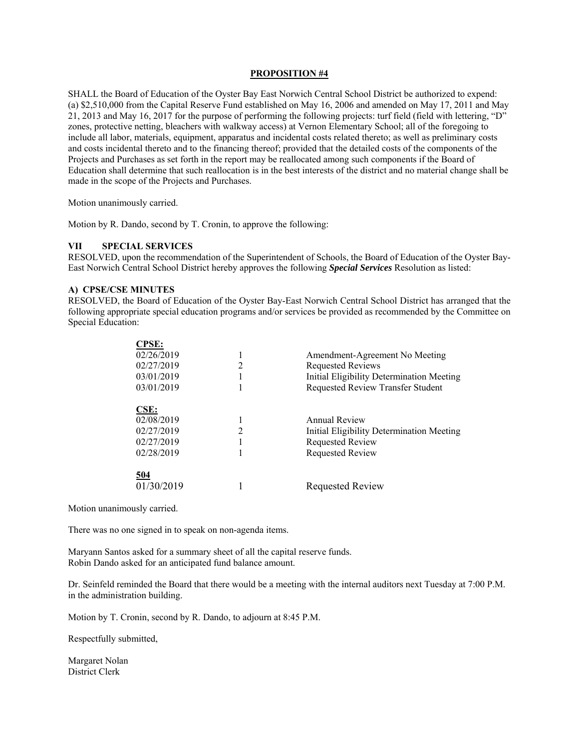**PROPOSITION #4**

SHALL the Board of Education of the Oyster Bay East Norwich Central School District be authorized to expend: (a) $2,510,000 from the Capital Reserve Fund established on May 16, 2006 and amended on May 17, 2011 and May 21, 2013 and May 16, 2017 for the purpose of performing the following projects: turf field (field with lettering, "D" zones, protective netting, bleachers with walkway access) at Vernon Elementary School; all of the foregoing to include all labor, materials, equipment, apparatus and incidental costs related thereto; as well as preliminary costs and costs incidental thereto and to the financing thereof; provided that the detailed costs of the components of the Projects and Purchases as set forth in the report may be reallocated among such components if the Board of Education shall determine that such reallocation is in the best interests of the district and no material change shall be made in the scope of the Projects and Purchases.

Motion unanimously carried.

Motion by R. Dando, second by T. Cronin, to approve the following:

**VII SPECIAL SERVICES**

RESOLVED, upon the recommendation of the Superintendent of Schools, the Board of Education of the Oyster Bay-East Norwich Central School District hereby approves the following ***Special Services*** Resolution as listed:

**A) CPSE/CSE MINUTES**

RESOLVED, the Board of Education of the Oyster Bay-East Norwich Central School District has arranged that the following appropriate special education programs and/or services be provided as recommended by the Committee on Special Education:

| | | |
|---|---|---|
| **CPSE:** | | |
| 02/26/2019 | 1 | Amendment-Agreement No Meeting |
| 02/27/2019 | 2 | Requested Reviews |
| 03/01/2019 | 1 | Initial Eligibility Determination Meeting |
| 03/01/2019 | 1 | Requested Review Transfer Student |
| **CSE:** | | |
| 02/08/2019 | 1 | Annual Review |
| 02/27/2019 | 2 | Initial Eligibility Determination Meeting |
| 02/27/2019 | 1 | Requested Review |
| 02/28/2019 | 1 | Requested Review |
| **504** | | |
| 01/30/2019 | 1 | Requested Review |

Motion unanimously carried.

There was no one signed in to speak on non-agenda items.

Maryann Santos asked for a summary sheet of all the capital reserve funds.
Robin Dando asked for an anticipated fund balance amount.

Dr. Seinfeld reminded the Board that there would be a meeting with the internal auditors next Tuesday at 7:00 P.M. in the administration building.

Motion by T. Cronin, second by R. Dando, to adjourn at 8:45 P.M.

Respectfully submitted,

Margaret Nolan
District Clerk